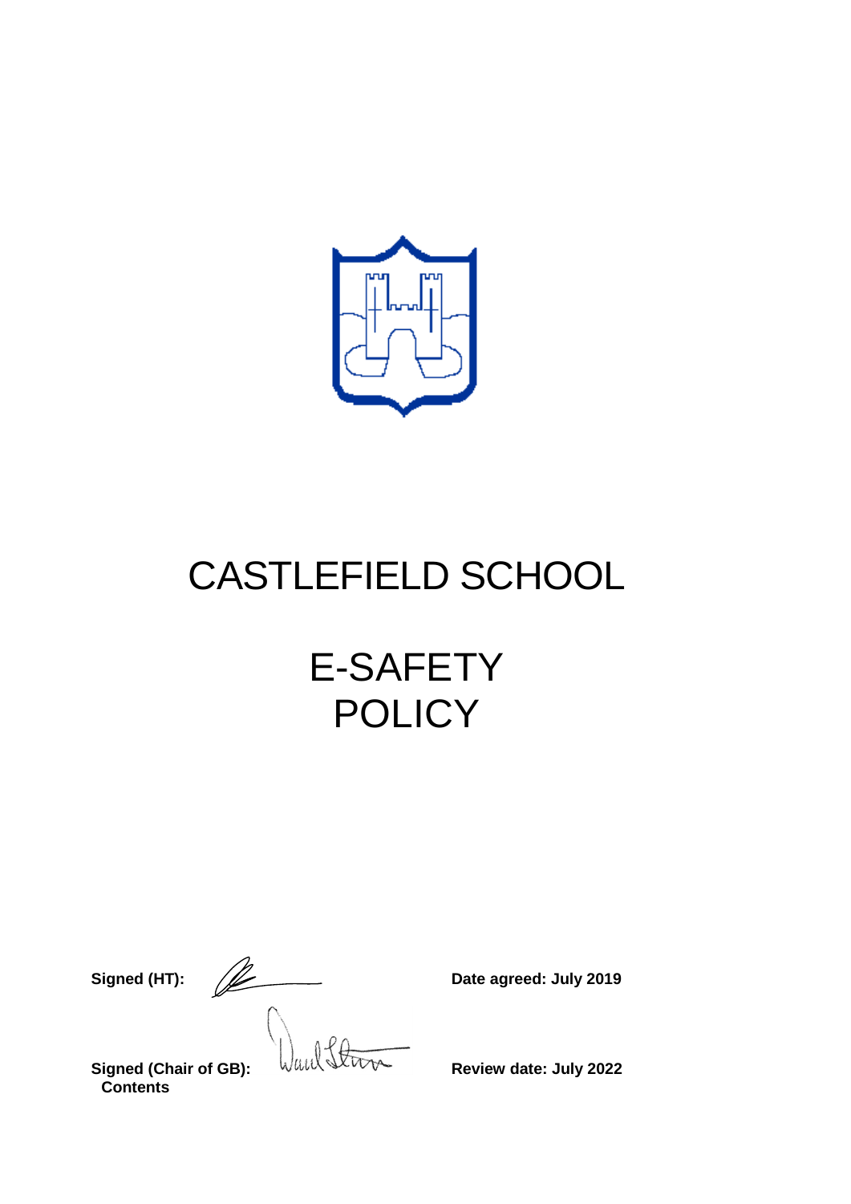# CASTLEFIELD SCHOOL

# E-SAFETY POLICY

**Signed (HT):** **Date agreed: July 2019**

**Signed (Chair of GB):** **Review date: July 2022**

**Contents**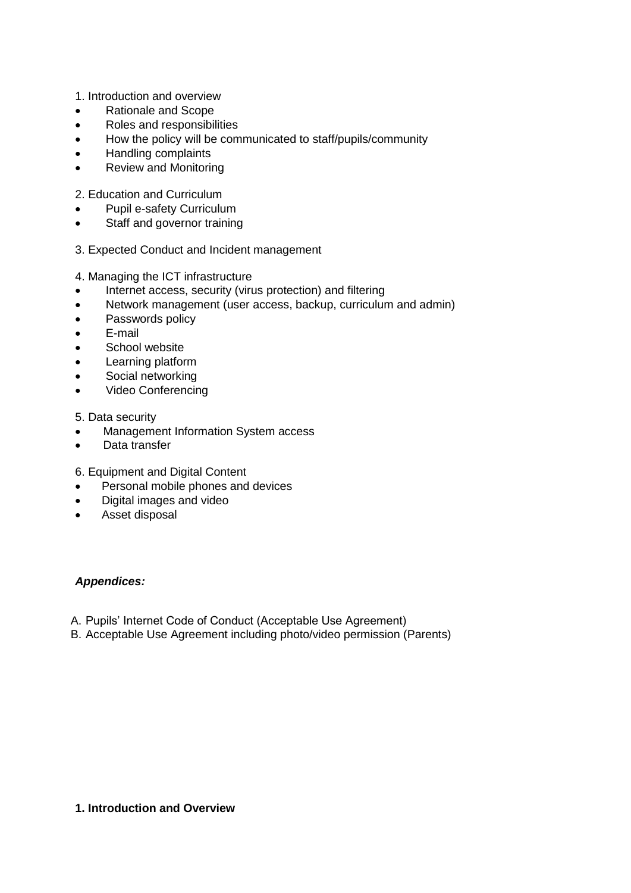1. Introduction and overview

- Rationale and Scope
- Roles and responsibilities
- How the policy will be communicated to staff/pupils/community
- Handling complaints
- Review and Monitoring

2. Education and Curriculum

- Pupil e-safety Curriculum
- Staff and governor training

3. Expected Conduct and Incident management

4. Managing the ICT infrastructure

- Internet access, security (virus protection) and filtering
- Network management (user access, backup, curriculum and admin)
- Passwords policy
- E-mail
- School website
- Learning platform
- Social networking
- Video Conferencing

5. Data security

- Management Information System access
- Data transfer

6. Equipment and Digital Content

- Personal mobile phones and devices
- Digital images and video
- Asset disposal

***Appendices:***

A. Pupils' Internet Code of Conduct (Acceptable Use Agreement)
B. Acceptable Use Agreement including photo/video permission (Parents)

## 1. Introduction and Overview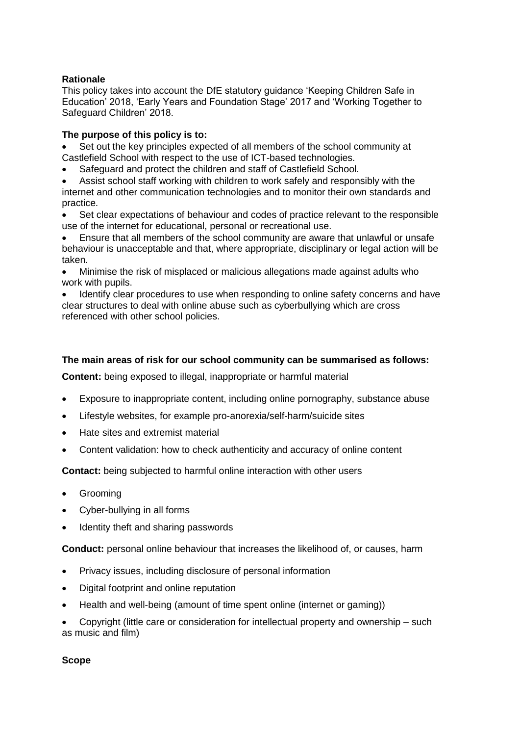**Rationale**

This policy takes into account the DfE statutory guidance 'Keeping Children Safe in Education' 2018, 'Early Years and Foundation Stage' 2017 and 'Working Together to Safeguard Children' 2018.

**The purpose of this policy is to:**

- Set out the key principles expected of all members of the school community at Castlefield School with respect to the use of ICT-based technologies.
- Safeguard and protect the children and staff of Castlefield School.
- Assist school staff working with children to work safely and responsibly with the internet and other communication technologies and to monitor their own standards and practice.
- Set clear expectations of behaviour and codes of practice relevant to the responsible use of the internet for educational, personal or recreational use.
- Ensure that all members of the school community are aware that unlawful or unsafe behaviour is unacceptable and that, where appropriate, disciplinary or legal action will be taken.
- Minimise the risk of misplaced or malicious allegations made against adults who work with pupils.
- Identify clear procedures to use when responding to online safety concerns and have clear structures to deal with online abuse such as cyberbullying which are cross referenced with other school policies.

**The main areas of risk for our school community can be summarised as follows:**

**Content:** being exposed to illegal, inappropriate or harmful material

- Exposure to inappropriate content, including online pornography, substance abuse
- Lifestyle websites, for example pro-anorexia/self-harm/suicide sites
- Hate sites and extremist material
- Content validation: how to check authenticity and accuracy of online content

**Contact:** being subjected to harmful online interaction with other users

- Grooming
- Cyber-bullying in all forms
- Identity theft and sharing passwords

**Conduct:** personal online behaviour that increases the likelihood of, or causes, harm

- Privacy issues, including disclosure of personal information
- Digital footprint and online reputation
- Health and well-being (amount of time spent online (internet or gaming))
- Copyright (little care or consideration for intellectual property and ownership – such as music and film)

**Scope**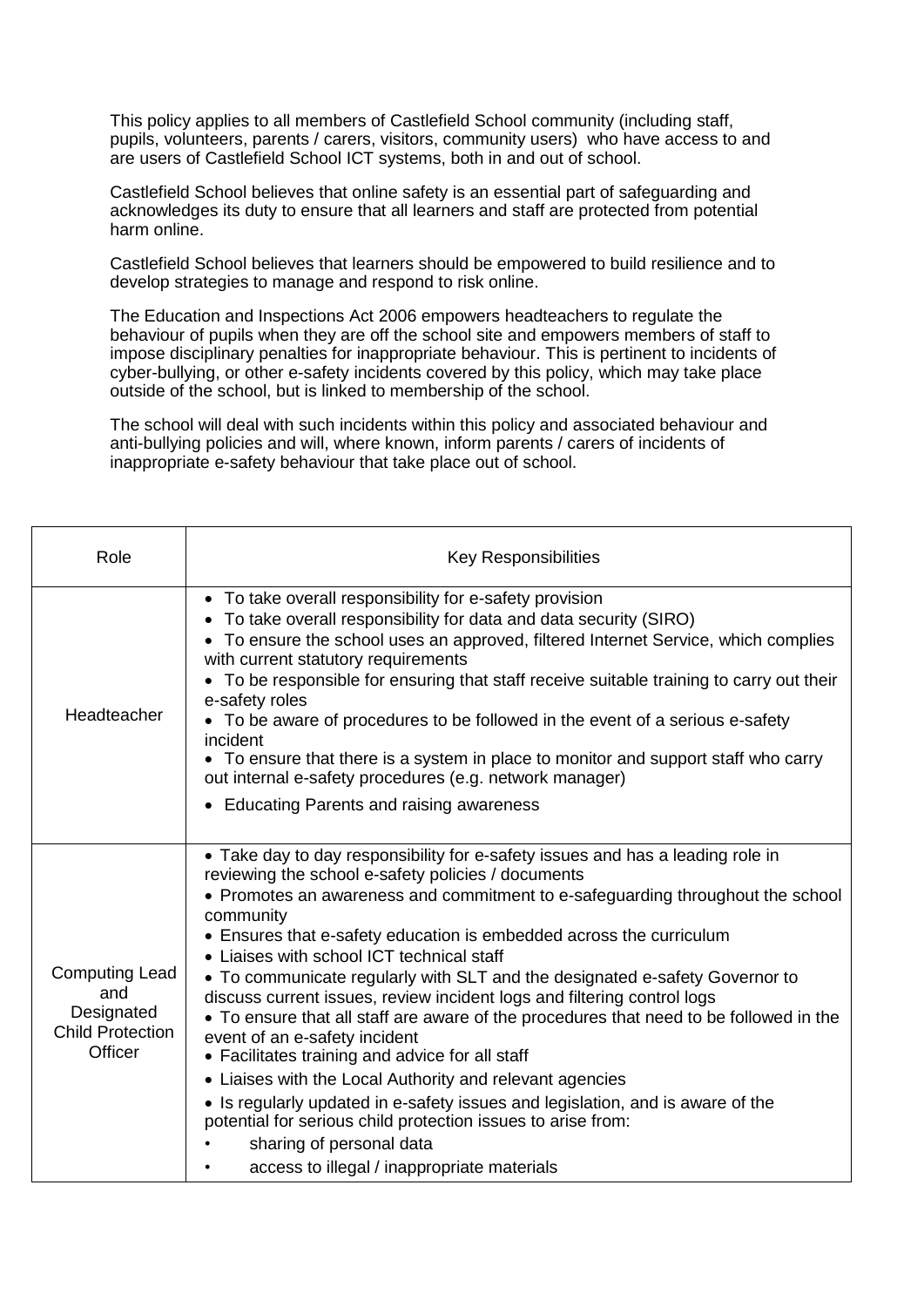This policy applies to all members of Castlefield School community (including staff, pupils, volunteers, parents / carers, visitors, community users) who have access to and are users of Castlefield School ICT systems, both in and out of school.

Castlefield School believes that online safety is an essential part of safeguarding and acknowledges its duty to ensure that all learners and staff are protected from potential harm online.

Castlefield School believes that learners should be empowered to build resilience and to develop strategies to manage and respond to risk online.

The Education and Inspections Act 2006 empowers headteachers to regulate the behaviour of pupils when they are off the school site and empowers members of staff to impose disciplinary penalties for inappropriate behaviour. This is pertinent to incidents of cyber-bullying, or other e-safety incidents covered by this policy, which may take place outside of the school, but is linked to membership of the school.

The school will deal with such incidents within this policy and associated behaviour and anti-bullying policies and will, where known, inform parents / carers of incidents of inappropriate e-safety behaviour that take place out of school.

| Role | Key Responsibilities |
| --- | --- |
| Headteacher | • To take overall responsibility for e-safety provision<br>• To take overall responsibility for data and data security (SIRO)<br>• To ensure the school uses an approved, filtered Internet Service, which complies with current statutory requirements<br>• To be responsible for ensuring that staff receive suitable training to carry out their e-safety roles<br>• To be aware of procedures to be followed in the event of a serious e-safety incident<br>• To ensure that there is a system in place to monitor and support staff who carry out internal e-safety procedures (e.g. network manager)<br>• Educating Parents and raising awareness |
| Computing Lead and Designated Child Protection Officer | • Take day to day responsibility for e-safety issues and has a leading role in reviewing the school e-safety policies / documents<br>• Promotes an awareness and commitment to e-safeguarding throughout the school community<br>• Ensures that e-safety education is embedded across the curriculum<br>• Liaises with school ICT technical staff<br>• To communicate regularly with SLT and the designated e-safety Governor to discuss current issues, review incident logs and filtering control logs<br>• To ensure that all staff are aware of the procedures that need to be followed in the event of an e-safety incident<br>• Facilitates training and advice for all staff<br>• Liaises with the Local Authority and relevant agencies<br>• Is regularly updated in e-safety issues and legislation, and is aware of the potential for serious child protection issues to arise from:<br>• sharing of personal data<br>• access to illegal / inappropriate materials |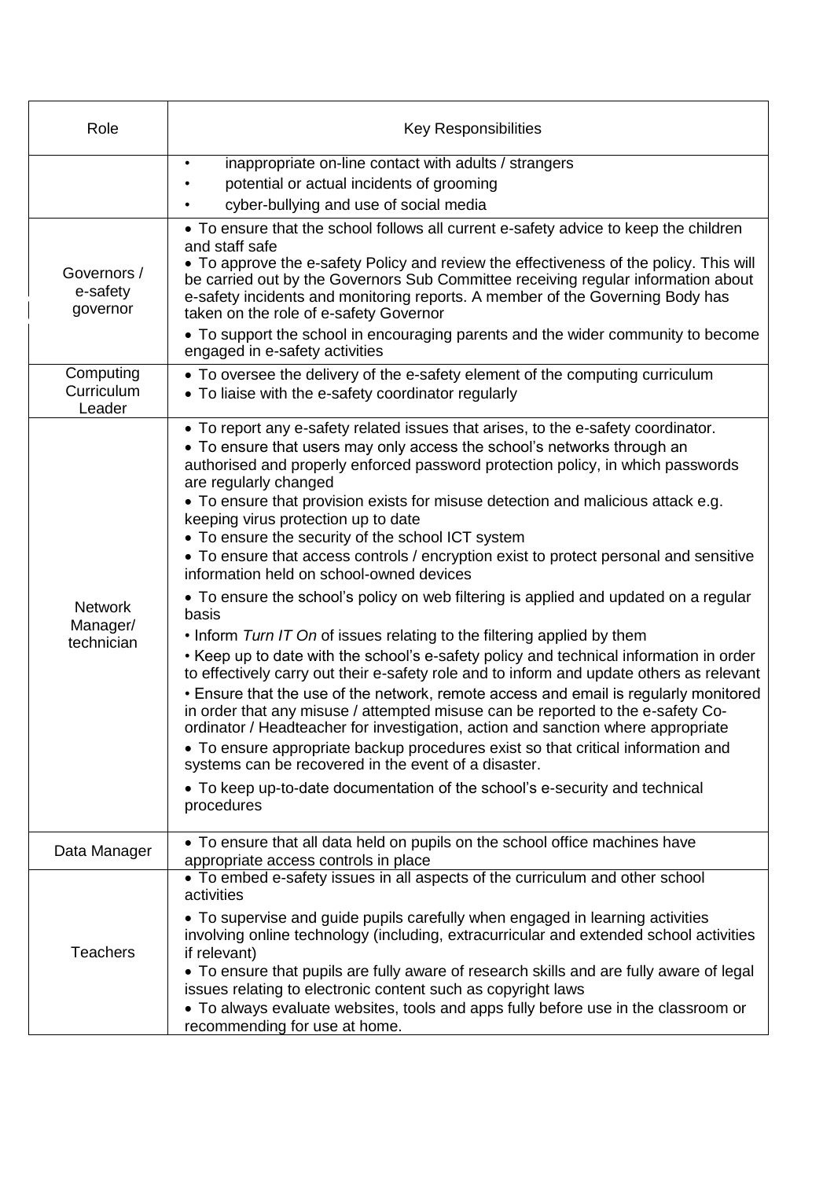| Role | Key Responsibilities |
|---|---|
| | • inappropriate on-line contact with adults / strangers<br>• potential or actual incidents of grooming<br>• cyber-bullying and use of social media |
| Governors / e-safety governor | • To ensure that the school follows all current e-safety advice to keep the children and staff safe<br>• To approve the e-safety Policy and review the effectiveness of the policy. This will be carried out by the Governors Sub Committee receiving regular information about e-safety incidents and monitoring reports. A member of the Governing Body has taken on the role of e-safety Governor<br>• To support the school in encouraging parents and the wider community to become engaged in e-safety activities |
| Computing Curriculum Leader | • To oversee the delivery of the e-safety element of the computing curriculum<br>• To liaise with the e-safety coordinator regularly |
| Network Manager/ technician | • To report any e-safety related issues that arises, to the e-safety coordinator.<br>• To ensure that users may only access the school's networks through an authorised and properly enforced password protection policy, in which passwords are regularly changed<br>• To ensure that provision exists for misuse detection and malicious attack e.g. keeping virus protection up to date<br>• To ensure the security of the school ICT system<br>• To ensure that access controls / encryption exist to protect personal and sensitive information held on school-owned devices<br>• To ensure the school's policy on web filtering is applied and updated on a regular basis<br>• Inform *Turn IT On* of issues relating to the filtering applied by them<br>• Keep up to date with the school's e-safety policy and technical information in order to effectively carry out their e-safety role and to inform and update others as relevant<br>• Ensure that the use of the network, remote access and email is regularly monitored in order that any misuse / attempted misuse can be reported to the e-safety Co-ordinator / Headteacher for investigation, action and sanction where appropriate<br>• To ensure appropriate backup procedures exist so that critical information and systems can be recovered in the event of a disaster.<br>• To keep up-to-date documentation of the school's e-security and technical procedures |
| Data Manager | • To ensure that all data held on pupils on the school office machines have appropriate access controls in place |
| Teachers | • To embed e-safety issues in all aspects of the curriculum and other school activities<br>• To supervise and guide pupils carefully when engaged in learning activities involving online technology (including, extracurricular and extended school activities if relevant)<br>• To ensure that pupils are fully aware of research skills and are fully aware of legal issues relating to electronic content such as copyright laws<br>• To always evaluate websites, tools and apps fully before use in the classroom or recommending for use at home. |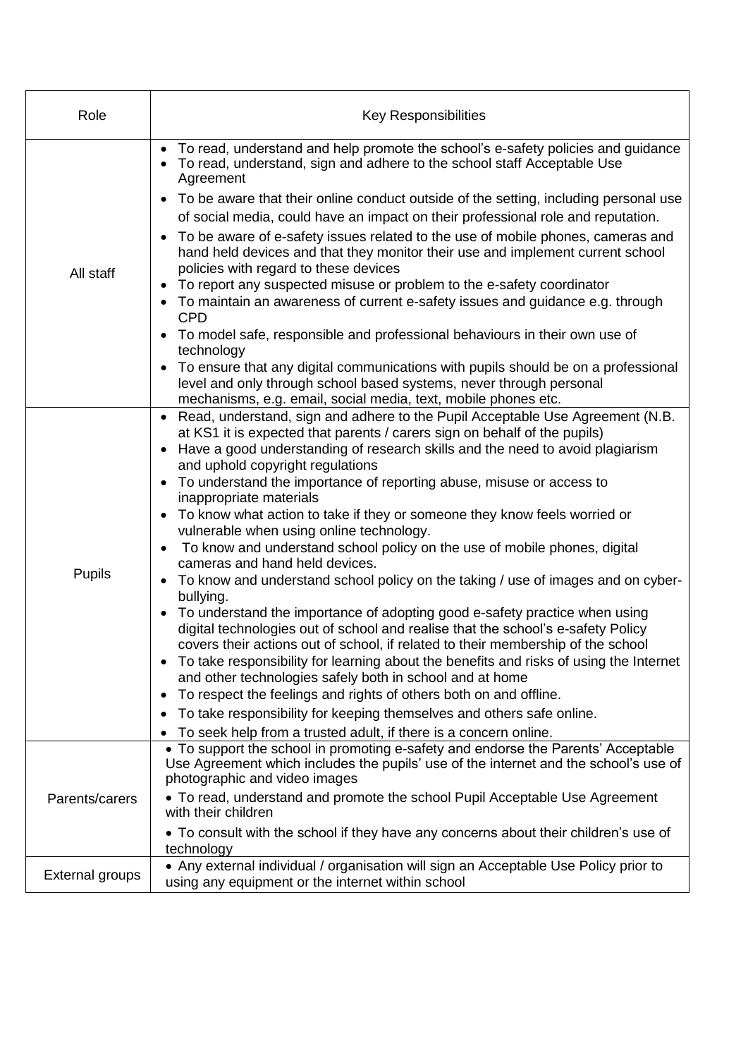| Role | Key Responsibilities |
|---|---|
| All staff | • To read, understand and help promote the school's e-safety policies and guidance<br>• To read, understand, sign and adhere to the school staff Acceptable Use Agreement<br>• To be aware that their online conduct outside of the setting, including personal use of social media, could have an impact on their professional role and reputation.<br>• To be aware of e-safety issues related to the use of mobile phones, cameras and hand held devices and that they monitor their use and implement current school policies with regard to these devices<br>• To report any suspected misuse or problem to the e-safety coordinator<br>• To maintain an awareness of current e-safety issues and guidance e.g. through CPD<br>• To model safe, responsible and professional behaviours in their own use of technology<br>• To ensure that any digital communications with pupils should be on a professional level and only through school based systems, never through personal mechanisms, e.g. email, social media, text, mobile phones etc. |
| Pupils | • Read, understand, sign and adhere to the Pupil Acceptable Use Agreement (N.B. at KS1 it is expected that parents / carers sign on behalf of the pupils)<br>• Have a good understanding of research skills and the need to avoid plagiarism and uphold copyright regulations<br>• To understand the importance of reporting abuse, misuse or access to inappropriate materials<br>• To know what action to take if they or someone they know feels worried or vulnerable when using online technology.<br>• To know and understand school policy on the use of mobile phones, digital cameras and hand held devices.<br>• To know and understand school policy on the taking / use of images and on cyber-bullying.<br>• To understand the importance of adopting good e-safety practice when using digital technologies out of school and realise that the school's e-safety Policy covers their actions out of school, if related to their membership of the school<br>• To take responsibility for learning about the benefits and risks of using the Internet and other technologies safely both in school and at home<br>• To respect the feelings and rights of others both on and offline.<br>• To take responsibility for keeping themselves and others safe online.<br>• To seek help from a trusted adult, if there is a concern online. |
| Parents/carers | • To support the school in promoting e-safety and endorse the Parents' Acceptable Use Agreement which includes the pupils' use of the internet and the school's use of photographic and video images<br>• To read, understand and promote the school Pupil Acceptable Use Agreement with their children<br>• To consult with the school if they have any concerns about their children's use of technology |
| External groups | • Any external individual / organisation will sign an Acceptable Use Policy prior to using any equipment or the internet within school |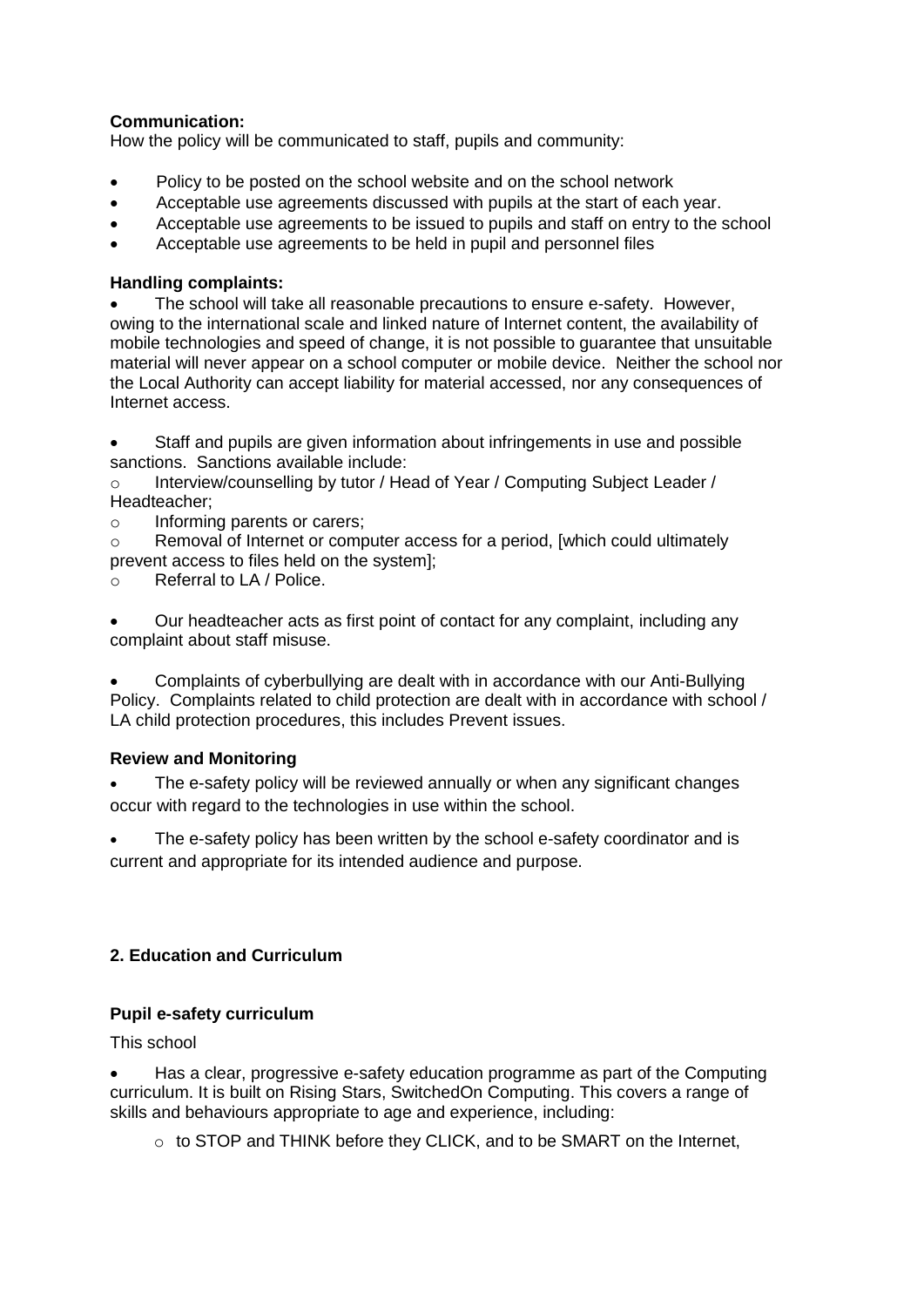**Communication:**
How the policy will be communicated to staff, pupils and community:

- Policy to be posted on the school website and on the school network
- Acceptable use agreements discussed with pupils at the start of each year.
- Acceptable use agreements to be issued to pupils and staff on entry to the school
- Acceptable use agreements to be held in pupil and personnel files

**Handling complaints:**

- The school will take all reasonable precautions to ensure e-safety. However, owing to the international scale and linked nature of Internet content, the availability of mobile technologies and speed of change, it is not possible to guarantee that unsuitable material will never appear on a school computer or mobile device. Neither the school nor the Local Authority can accept liability for material accessed, nor any consequences of Internet access.

- Staff and pupils are given information about infringements in use and possible sanctions. Sanctions available include:
  - Interview/counselling by tutor / Head of Year / Computing Subject Leader / Headteacher;
  - Informing parents or carers;
  - Removal of Internet or computer access for a period, [which could ultimately prevent access to files held on the system];
  - Referral to LA / Police.

- Our headteacher acts as first point of contact for any complaint, including any complaint about staff misuse.

- Complaints of cyberbullying are dealt with in accordance with our Anti-Bullying Policy. Complaints related to child protection are dealt with in accordance with school / LA child protection procedures, this includes Prevent issues.

**Review and Monitoring**

- The e-safety policy will be reviewed annually or when any significant changes occur with regard to the technologies in use within the school.

- The e-safety policy has been written by the school e-safety coordinator and is current and appropriate for its intended audience and purpose.

## 2. Education and Curriculum

**Pupil e-safety curriculum**

This school

- Has a clear, progressive e-safety education programme as part of the Computing curriculum. It is built on Rising Stars, SwitchedOn Computing. This covers a range of skills and behaviours appropriate to age and experience, including:
  - to STOP and THINK before they CLICK, and to be SMART on the Internet,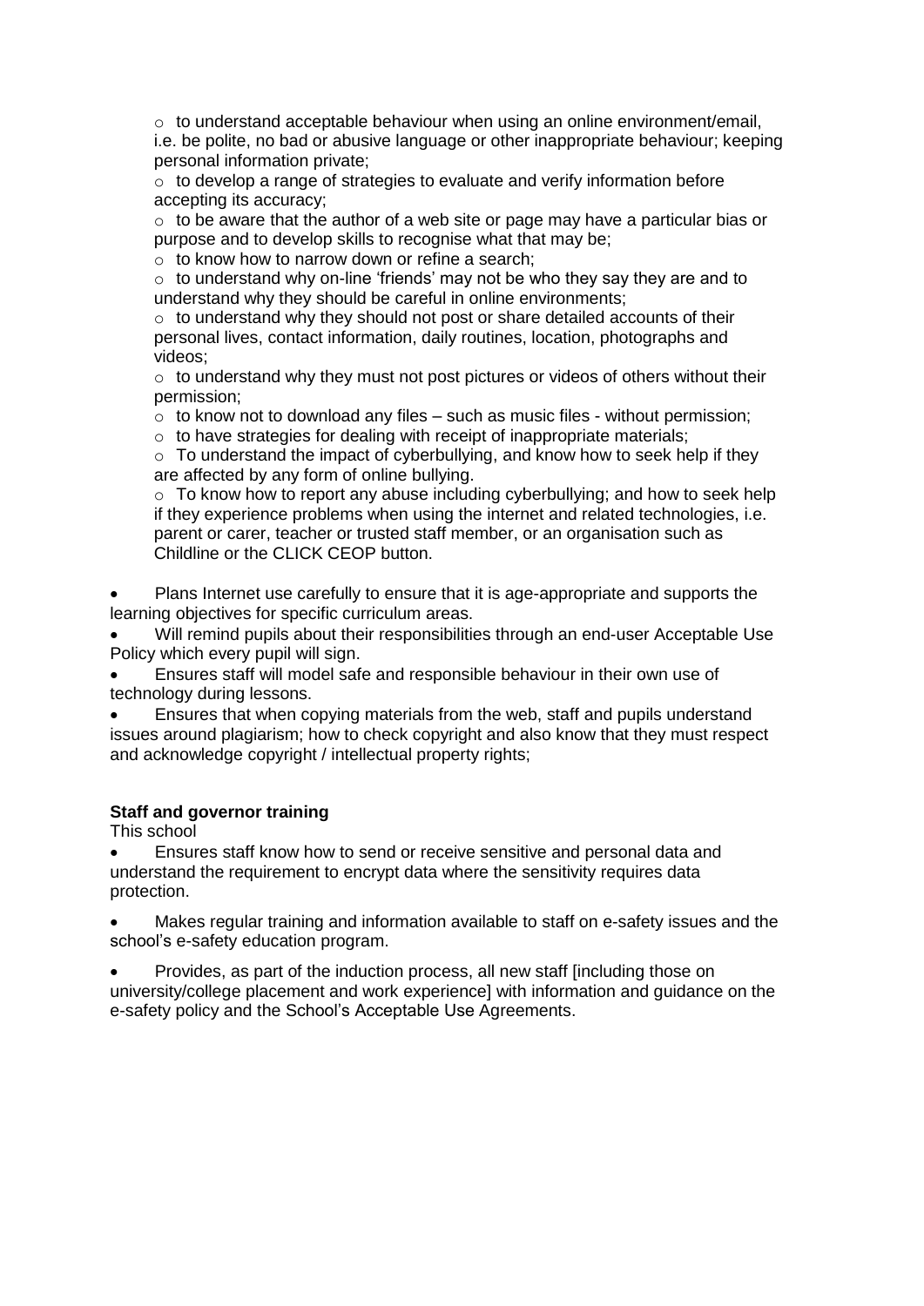- to understand acceptable behaviour when using an online environment/email, i.e. be polite, no bad or abusive language or other inappropriate behaviour; keeping personal information private;
- to develop a range of strategies to evaluate and verify information before accepting its accuracy;
- to be aware that the author of a web site or page may have a particular bias or purpose and to develop skills to recognise what that may be;
- to know how to narrow down or refine a search;
- to understand why on-line 'friends' may not be who they say they are and to understand why they should be careful in online environments;
- to understand why they should not post or share detailed accounts of their personal lives, contact information, daily routines, location, photographs and videos;
- to understand why they must not post pictures or videos of others without their permission;
- to know not to download any files – such as music files - without permission;
- to have strategies for dealing with receipt of inappropriate materials;
- To understand the impact of cyberbullying, and know how to seek help if they are affected by any form of online bullying.
- To know how to report any abuse including cyberbullying; and how to seek help if they experience problems when using the internet and related technologies, i.e. parent or carer, teacher or trusted staff member, or an organisation such as Childline or the CLICK CEOP button.

- Plans Internet use carefully to ensure that it is age-appropriate and supports the learning objectives for specific curriculum areas.
- Will remind pupils about their responsibilities through an end-user Acceptable Use Policy which every pupil will sign.
- Ensures staff will model safe and responsible behaviour in their own use of technology during lessons.
- Ensures that when copying materials from the web, staff and pupils understand issues around plagiarism; how to check copyright and also know that they must respect and acknowledge copyright / intellectual property rights;

**Staff and governor training**

This school

- Ensures staff know how to send or receive sensitive and personal data and understand the requirement to encrypt data where the sensitivity requires data protection.
- Makes regular training and information available to staff on e-safety issues and the school's e-safety education program.
- Provides, as part of the induction process, all new staff [including those on university/college placement and work experience] with information and guidance on the e-safety policy and the School's Acceptable Use Agreements.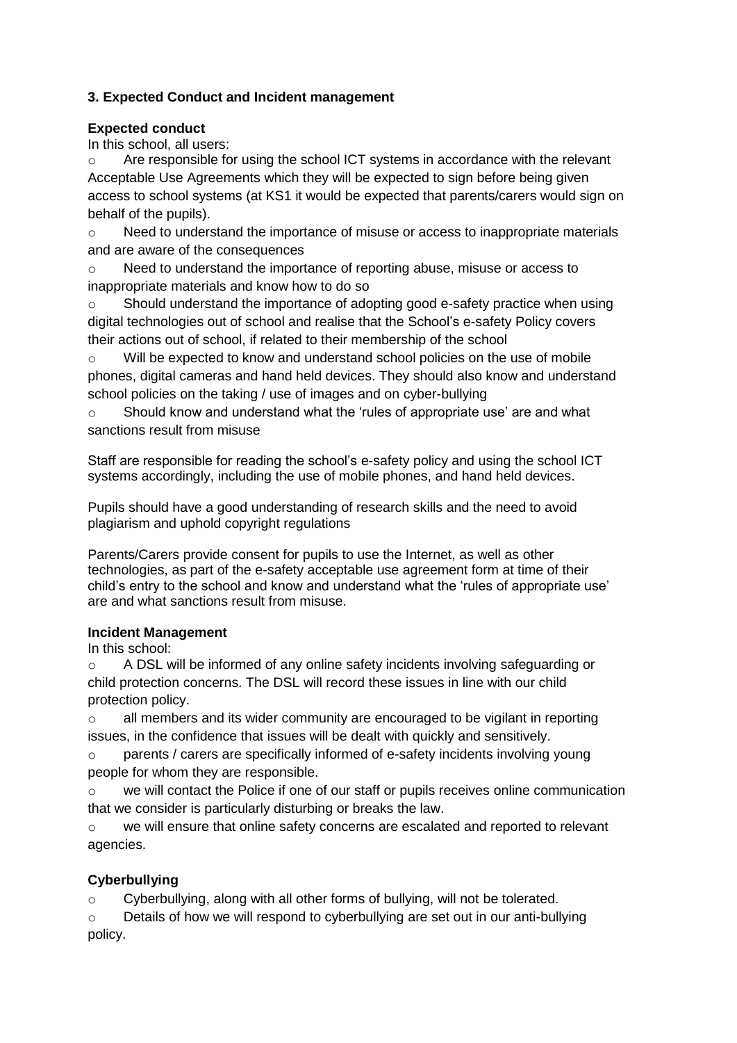### 3. Expected Conduct and Incident management

**Expected conduct**

In this school, all users:

- Are responsible for using the school ICT systems in accordance with the relevant Acceptable Use Agreements which they will be expected to sign before being given access to school systems (at KS1 it would be expected that parents/carers would sign on behalf of the pupils).
- Need to understand the importance of misuse or access to inappropriate materials and are aware of the consequences
- Need to understand the importance of reporting abuse, misuse or access to inappropriate materials and know how to do so
- Should understand the importance of adopting good e-safety practice when using digital technologies out of school and realise that the School's e-safety Policy covers their actions out of school, if related to their membership of the school
- Will be expected to know and understand school policies on the use of mobile phones, digital cameras and hand held devices. They should also know and understand school policies on the taking / use of images and on cyber-bullying
- Should know and understand what the 'rules of appropriate use' are and what sanctions result from misuse

Staff are responsible for reading the school's e-safety policy and using the school ICT systems accordingly, including the use of mobile phones, and hand held devices.

Pupils should have a good understanding of research skills and the need to avoid plagiarism and uphold copyright regulations

Parents/Carers provide consent for pupils to use the Internet, as well as other technologies, as part of the e-safety acceptable use agreement form at time of their child's entry to the school and know and understand what the 'rules of appropriate use' are and what sanctions result from misuse.

**Incident Management**

In this school:

- A DSL will be informed of any online safety incidents involving safeguarding or child protection concerns. The DSL will record these issues in line with our child protection policy.
- all members and its wider community are encouraged to be vigilant in reporting issues, in the confidence that issues will be dealt with quickly and sensitively.
- parents / carers are specifically informed of e-safety incidents involving young people for whom they are responsible.
- we will contact the Police if one of our staff or pupils receives online communication that we consider is particularly disturbing or breaks the law.
- we will ensure that online safety concerns are escalated and reported to relevant agencies.

### Cyberbullying

- Cyberbullying, along with all other forms of bullying, will not be tolerated.
- Details of how we will respond to cyberbullying are set out in our anti-bullying policy.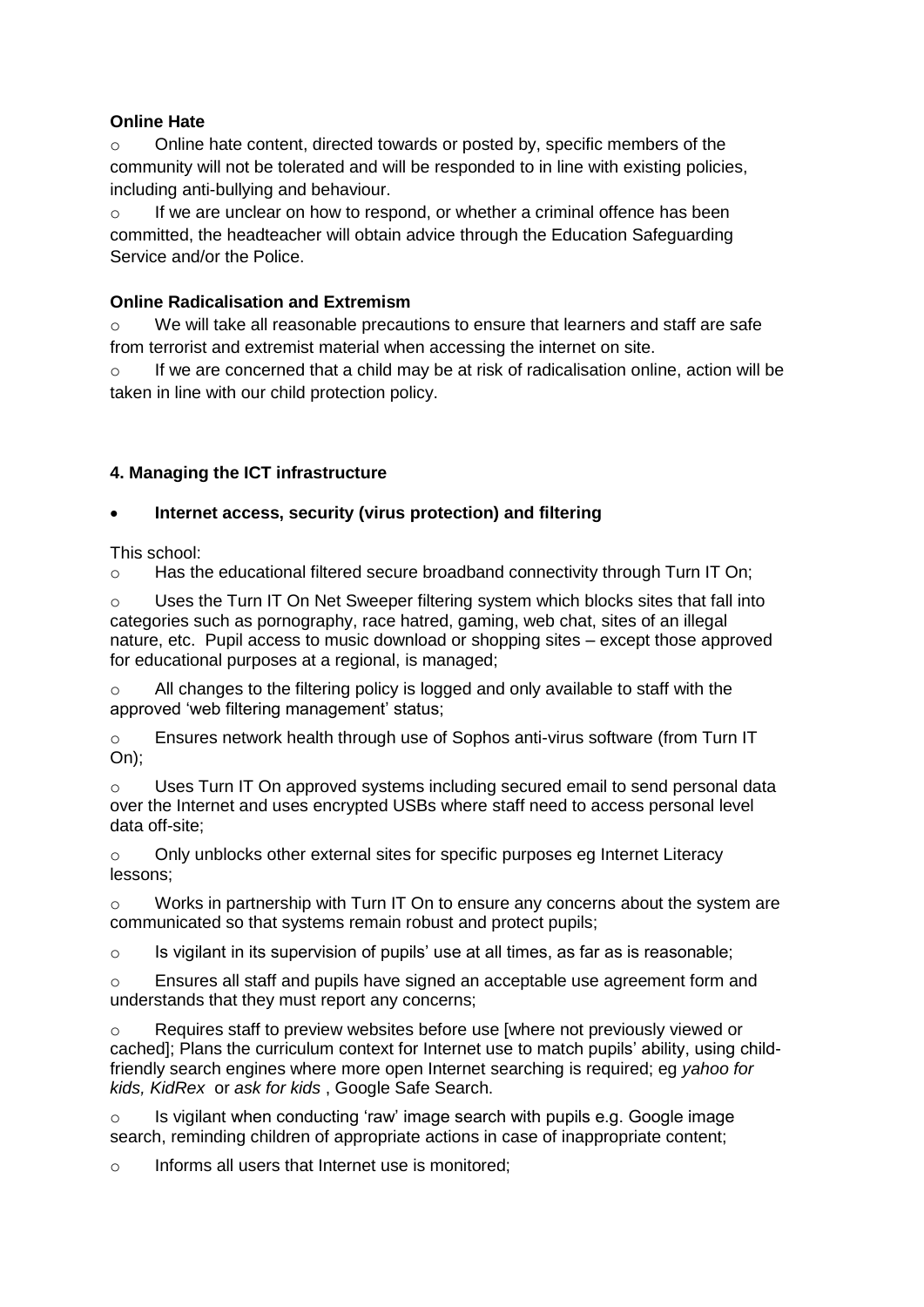**Online Hate**

- Online hate content, directed towards or posted by, specific members of the community will not be tolerated and will be responded to in line with existing policies, including anti-bullying and behaviour.
- If we are unclear on how to respond, or whether a criminal offence has been committed, the headteacher will obtain advice through the Education Safeguarding Service and/or the Police.

**Online Radicalisation and Extremism**

- We will take all reasonable precautions to ensure that learners and staff are safe from terrorist and extremist material when accessing the internet on site.
- If we are concerned that a child may be at risk of radicalisation online, action will be taken in line with our child protection policy.

**4. Managing the ICT infrastructure**

- **Internet access, security (virus protection) and filtering**

This school:

- Has the educational filtered secure broadband connectivity through Turn IT On;
- Uses the Turn IT On Net Sweeper filtering system which blocks sites that fall into categories such as pornography, race hatred, gaming, web chat, sites of an illegal nature, etc. Pupil access to music download or shopping sites – except those approved for educational purposes at a regional, is managed;
- All changes to the filtering policy is logged and only available to staff with the approved 'web filtering management' status;
- Ensures network health through use of Sophos anti-virus software (from Turn IT On);
- Uses Turn IT On approved systems including secured email to send personal data over the Internet and uses encrypted USBs where staff need to access personal level data off-site;
- Only unblocks other external sites for specific purposes eg Internet Literacy lessons;
- Works in partnership with Turn IT On to ensure any concerns about the system are communicated so that systems remain robust and protect pupils;
- Is vigilant in its supervision of pupils' use at all times, as far as is reasonable;
- Ensures all staff and pupils have signed an acceptable use agreement form and understands that they must report any concerns;
- Requires staff to preview websites before use [where not previously viewed or cached]; Plans the curriculum context for Internet use to match pupils' ability, using child-friendly search engines where more open Internet searching is required; eg *yahoo for kids, KidRex* or *ask for kids* , Google Safe Search.
- Is vigilant when conducting 'raw' image search with pupils e.g. Google image search, reminding children of appropriate actions in case of inappropriate content;
- Informs all users that Internet use is monitored;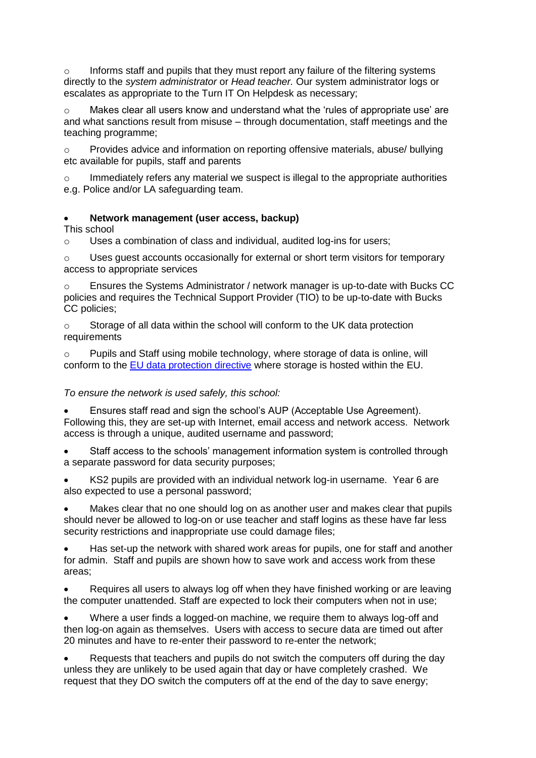- Informs staff and pupils that they must report any failure of the filtering systems directly to the *system administrator* or *Head teacher.* Our system administrator logs or escalates as appropriate to the Turn IT On Helpdesk as necessary;
- Makes clear all users know and understand what the 'rules of appropriate use' are and what sanctions result from misuse – through documentation, staff meetings and the teaching programme;
- Provides advice and information on reporting offensive materials, abuse/ bullying etc available for pupils, staff and parents
- Immediately refers any material we suspect is illegal to the appropriate authorities e.g. Police and/or LA safeguarding team.

- **Network management (user access, backup)**

This school

- Uses a combination of class and individual, audited log-ins for users;
- Uses guest accounts occasionally for external or short term visitors for temporary access to appropriate services
- Ensures the Systems Administrator / network manager is up-to-date with Bucks CC policies and requires the Technical Support Provider (TIO) to be up-to-date with Bucks CC policies;
- Storage of all data within the school will conform to the UK data protection requirements
- Pupils and Staff using mobile technology, where storage of data is online, will conform to the [EU data protection directive](#) where storage is hosted within the EU.

*To ensure the network is used safely, this school:*

- Ensures staff read and sign the school's AUP (Acceptable Use Agreement). Following this, they are set-up with Internet, email access and network access. Network access is through a unique, audited username and password;
- Staff access to the schools' management information system is controlled through a separate password for data security purposes;
- KS2 pupils are provided with an individual network log-in username. Year 6 are also expected to use a personal password;
- Makes clear that no one should log on as another user and makes clear that pupils should never be allowed to log-on or use teacher and staff logins as these have far less security restrictions and inappropriate use could damage files;
- Has set-up the network with shared work areas for pupils, one for staff and another for admin. Staff and pupils are shown how to save work and access work from these areas;
- Requires all users to always log off when they have finished working or are leaving the computer unattended. Staff are expected to lock their computers when not in use;
- Where a user finds a logged-on machine, we require them to always log-off and then log-on again as themselves. Users with access to secure data are timed out after 20 minutes and have to re-enter their password to re-enter the network;
- Requests that teachers and pupils do not switch the computers off during the day unless they are unlikely to be used again that day or have completely crashed. We request that they DO switch the computers off at the end of the day to save energy;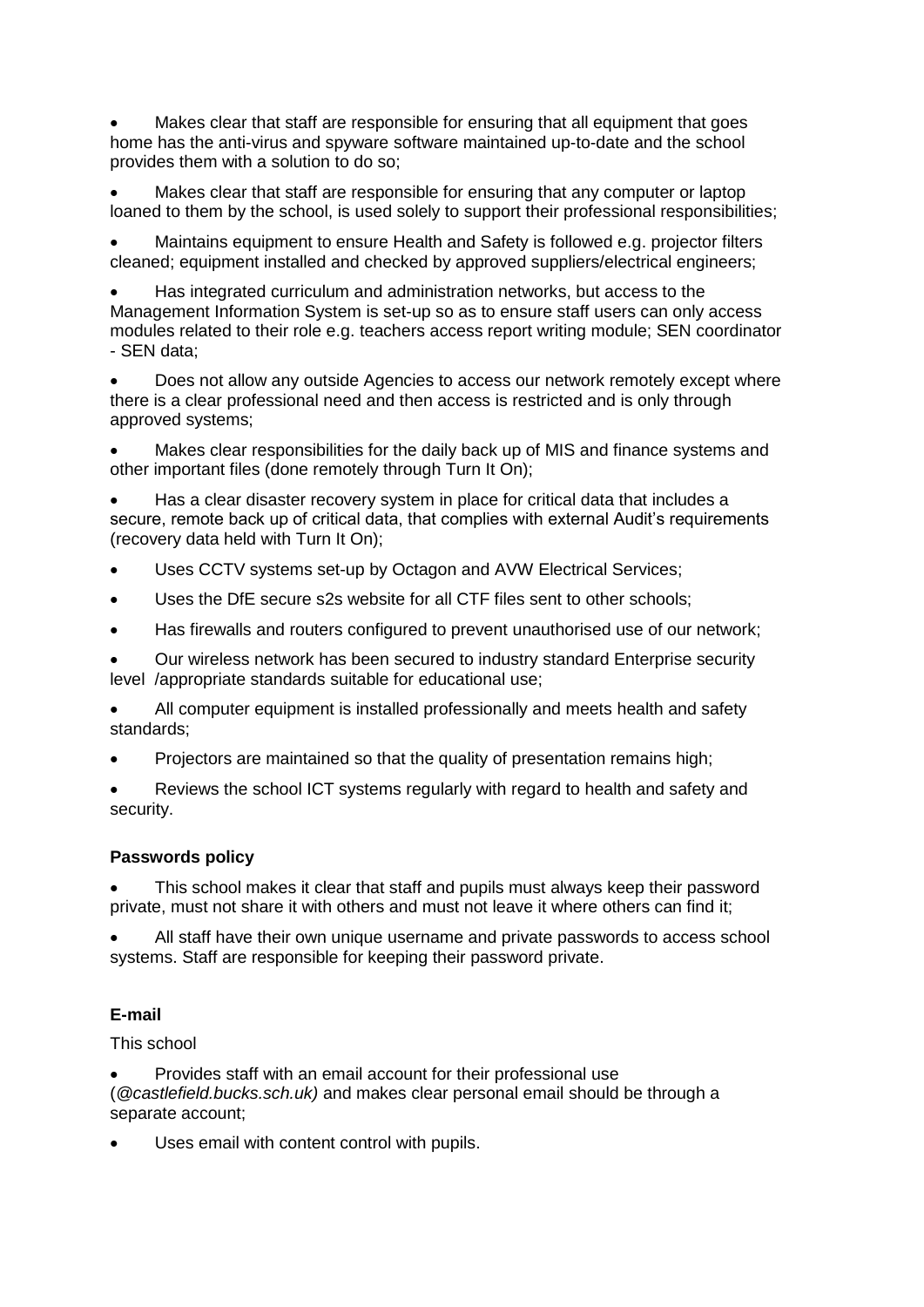- Makes clear that staff are responsible for ensuring that all equipment that goes home has the anti-virus and spyware software maintained up-to-date and the school provides them with a solution to do so;
- Makes clear that staff are responsible for ensuring that any computer or laptop loaned to them by the school, is used solely to support their professional responsibilities;
- Maintains equipment to ensure Health and Safety is followed e.g. projector filters cleaned; equipment installed and checked by approved suppliers/electrical engineers;
- Has integrated curriculum and administration networks, but access to the Management Information System is set-up so as to ensure staff users can only access modules related to their role e.g. teachers access report writing module; SEN coordinator - SEN data;
- Does not allow any outside Agencies to access our network remotely except where there is a clear professional need and then access is restricted and is only through approved systems;
- Makes clear responsibilities for the daily back up of MIS and finance systems and other important files (done remotely through Turn It On);
- Has a clear disaster recovery system in place for critical data that includes a secure, remote back up of critical data, that complies with external Audit's requirements (recovery data held with Turn It On);
- Uses CCTV systems set-up by Octagon and AVW Electrical Services;
- Uses the DfE secure s2s website for all CTF files sent to other schools;
- Has firewalls and routers configured to prevent unauthorised use of our network;
- Our wireless network has been secured to industry standard Enterprise security level /appropriate standards suitable for educational use;
- All computer equipment is installed professionally and meets health and safety standards;
- Projectors are maintained so that the quality of presentation remains high;
- Reviews the school ICT systems regularly with regard to health and safety and security.

**Passwords policy**

- This school makes it clear that staff and pupils must always keep their password private, must not share it with others and must not leave it where others can find it;
- All staff have their own unique username and private passwords to access school systems. Staff are responsible for keeping their password private.

**E-mail**

This school

- Provides staff with an email account for their professional use (*@castlefield.bucks.sch.uk)* and makes clear personal email should be through a separate account;
- Uses email with content control with pupils.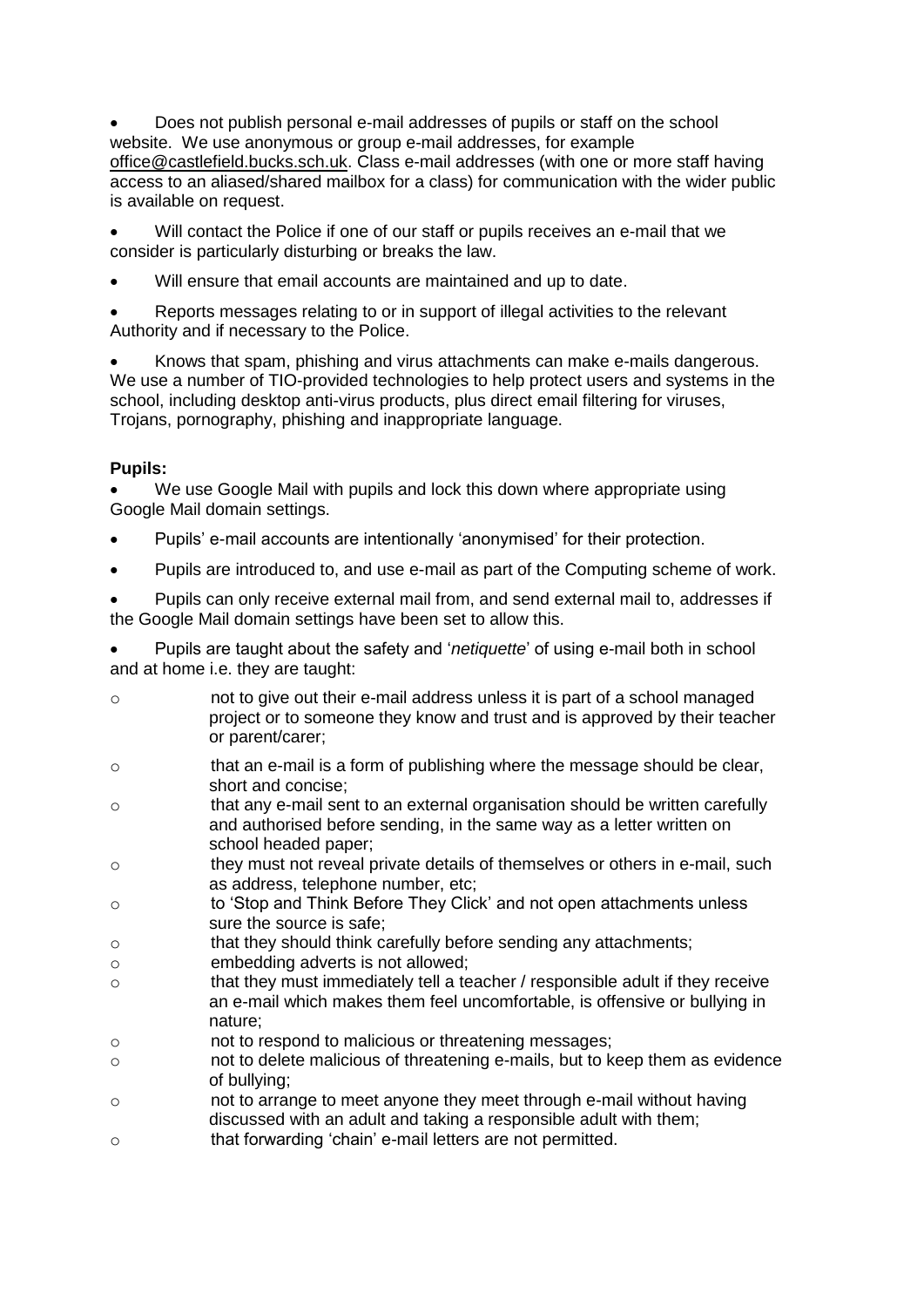- Does not publish personal e-mail addresses of pupils or staff on the school website. We use anonymous or group e-mail addresses, for example office@castlefield.bucks.sch.uk. Class e-mail addresses (with one or more staff having access to an aliased/shared mailbox for a class) for communication with the wider public is available on request.
- Will contact the Police if one of our staff or pupils receives an e-mail that we consider is particularly disturbing or breaks the law.
- Will ensure that email accounts are maintained and up to date.
- Reports messages relating to or in support of illegal activities to the relevant Authority and if necessary to the Police.
- Knows that spam, phishing and virus attachments can make e-mails dangerous. We use a number of TIO-provided technologies to help protect users and systems in the school, including desktop anti-virus products, plus direct email filtering for viruses, Trojans, pornography, phishing and inappropriate language.

**Pupils:**

- We use Google Mail with pupils and lock this down where appropriate using Google Mail domain settings.
- Pupils' e-mail accounts are intentionally 'anonymised' for their protection.
- Pupils are introduced to, and use e-mail as part of the Computing scheme of work.
- Pupils can only receive external mail from, and send external mail to, addresses if the Google Mail domain settings have been set to allow this.
- Pupils are taught about the safety and '*netiquette*' of using e-mail both in school and at home i.e. they are taught:
    - not to give out their e-mail address unless it is part of a school managed project or to someone they know and trust and is approved by their teacher or parent/carer;
    - that an e-mail is a form of publishing where the message should be clear, short and concise;
    - that any e-mail sent to an external organisation should be written carefully and authorised before sending, in the same way as a letter written on school headed paper;
    - they must not reveal private details of themselves or others in e-mail, such as address, telephone number, etc;
    - to 'Stop and Think Before They Click' and not open attachments unless sure the source is safe;
    - that they should think carefully before sending any attachments;
    - embedding adverts is not allowed;
    - that they must immediately tell a teacher / responsible adult if they receive an e-mail which makes them feel uncomfortable, is offensive or bullying in nature;
    - not to respond to malicious or threatening messages;
    - not to delete malicious of threatening e-mails, but to keep them as evidence of bullying;
    - not to arrange to meet anyone they meet through e-mail without having discussed with an adult and taking a responsible adult with them;
    - that forwarding 'chain' e-mail letters are not permitted.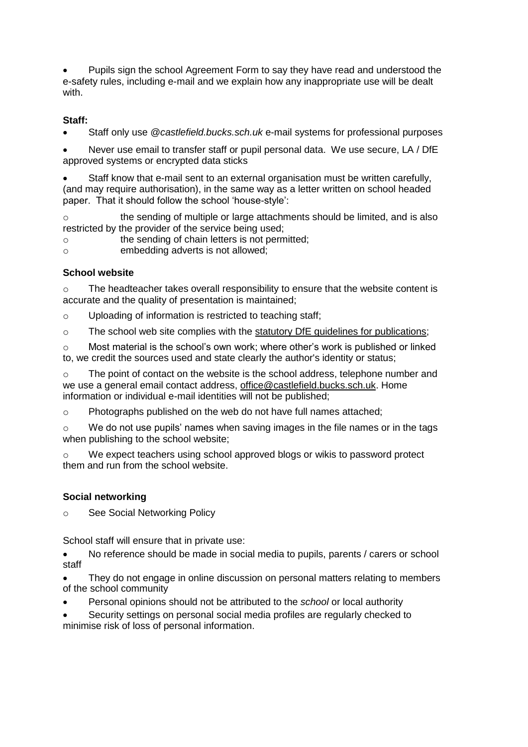- Pupils sign the school Agreement Form to say they have read and understood the e-safety rules, including e-mail and we explain how any inappropriate use will be dealt with.

**Staff:**

- Staff only use *@castlefield.bucks.sch.uk* e-mail systems for professional purposes
- Never use email to transfer staff or pupil personal data. We use secure, LA / DfE approved systems or encrypted data sticks
- Staff know that e-mail sent to an external organisation must be written carefully, (and may require authorisation), in the same way as a letter written on school headed paper. That it should follow the school 'house-style':
  - o the sending of multiple or large attachments should be limited, and is also restricted by the provider of the service being used;
  - o the sending of chain letters is not permitted;
  - o embedding adverts is not allowed;

**School website**

- o The headteacher takes overall responsibility to ensure that the website content is accurate and the quality of presentation is maintained;
- o Uploading of information is restricted to teaching staff;
- o The school web site complies with the statutory DfE guidelines for publications;
- o Most material is the school's own work; where other's work is published or linked to, we credit the sources used and state clearly the author's identity or status;
- o The point of contact on the website is the school address, telephone number and we use a general email contact address, office@castlefield.bucks.sch.uk. Home information or individual e-mail identities will not be published;
- o Photographs published on the web do not have full names attached;
- o We do not use pupils' names when saving images in the file names or in the tags when publishing to the school website;
- o We expect teachers using school approved blogs or wikis to password protect them and run from the school website.

**Social networking**

- o See Social Networking Policy

School staff will ensure that in private use:

- No reference should be made in social media to pupils, parents / carers or school staff
- They do not engage in online discussion on personal matters relating to members of the school community
- Personal opinions should not be attributed to the *school* or local authority
- Security settings on personal social media profiles are regularly checked to minimise risk of loss of personal information.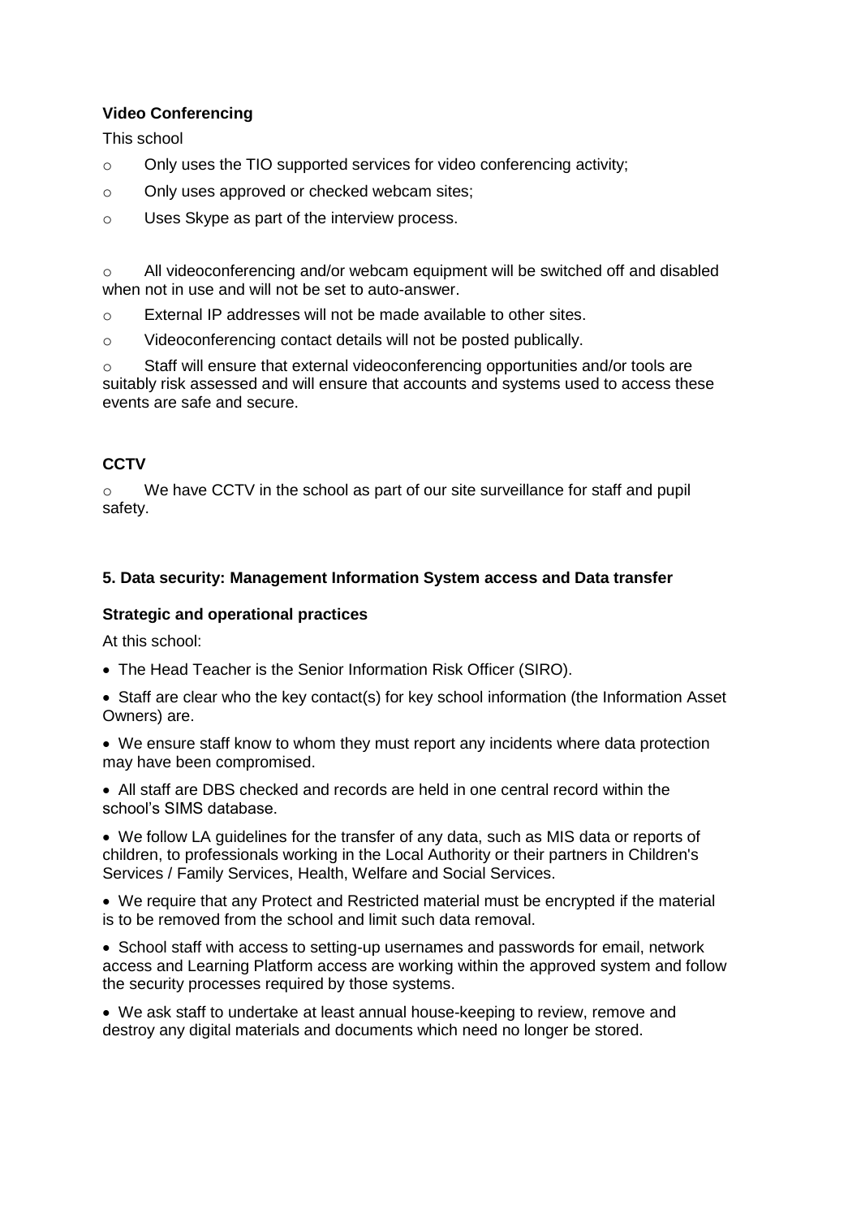**Video Conferencing**

This school

- Only uses the TIO supported services for video conferencing activity;
- Only uses approved or checked webcam sites;
- Uses Skype as part of the interview process.

- All videoconferencing and/or webcam equipment will be switched off and disabled when not in use and will not be set to auto-answer.
- External IP addresses will not be made available to other sites.
- Videoconferencing contact details will not be posted publically.
- Staff will ensure that external videoconferencing opportunities and/or tools are suitably risk assessed and will ensure that accounts and systems used to access these events are safe and secure.

**CCTV**

- We have CCTV in the school as part of our site surveillance for staff and pupil safety.

### 5. Data security: Management Information System access and Data transfer

**Strategic and operational practices**

At this school:

- The Head Teacher is the Senior Information Risk Officer (SIRO).
- Staff are clear who the key contact(s) for key school information (the Information Asset Owners) are.
- We ensure staff know to whom they must report any incidents where data protection may have been compromised.
- All staff are DBS checked and records are held in one central record within the school's SIMS database.
- We follow LA guidelines for the transfer of any data, such as MIS data or reports of children, to professionals working in the Local Authority or their partners in Children's Services / Family Services, Health, Welfare and Social Services.
- We require that any Protect and Restricted material must be encrypted if the material is to be removed from the school and limit such data removal.
- School staff with access to setting-up usernames and passwords for email, network access and Learning Platform access are working within the approved system and follow the security processes required by those systems.
- We ask staff to undertake at least annual house-keeping to review, remove and destroy any digital materials and documents which need no longer be stored.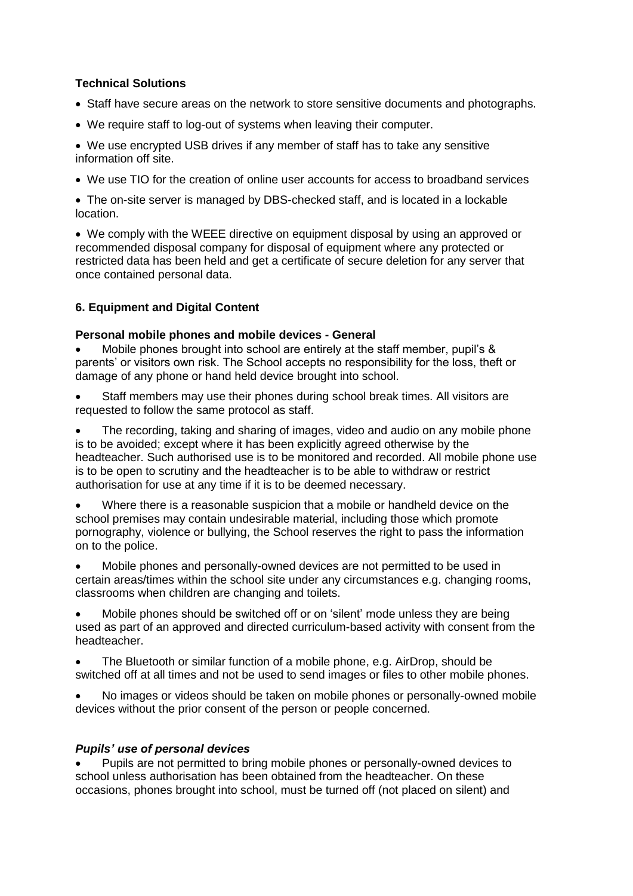**Technical Solutions**

- Staff have secure areas on the network to store sensitive documents and photographs.
- We require staff to log-out of systems when leaving their computer.
- We use encrypted USB drives if any member of staff has to take any sensitive information off site.
- We use TIO for the creation of online user accounts for access to broadband services
- The on-site server is managed by DBS-checked staff, and is located in a lockable location.
- We comply with the WEEE directive on equipment disposal by using an approved or recommended disposal company for disposal of equipment where any protected or restricted data has been held and get a certificate of secure deletion for any server that once contained personal data.

**6. Equipment and Digital Content**

**Personal mobile phones and mobile devices - General**

- Mobile phones brought into school are entirely at the staff member, pupil's & parents' or visitors own risk. The School accepts no responsibility for the loss, theft or damage of any phone or hand held device brought into school.
- Staff members may use their phones during school break times. All visitors are requested to follow the same protocol as staff.
- The recording, taking and sharing of images, video and audio on any mobile phone is to be avoided; except where it has been explicitly agreed otherwise by the headteacher. Such authorised use is to be monitored and recorded. All mobile phone use is to be open to scrutiny and the headteacher is to be able to withdraw or restrict authorisation for use at any time if it is to be deemed necessary.
- Where there is a reasonable suspicion that a mobile or handheld device on the school premises may contain undesirable material, including those which promote pornography, violence or bullying, the School reserves the right to pass the information on to the police.
- Mobile phones and personally-owned devices are not permitted to be used in certain areas/times within the school site under any circumstances e.g. changing rooms, classrooms when children are changing and toilets.
- Mobile phones should be switched off or on 'silent' mode unless they are being used as part of an approved and directed curriculum-based activity with consent from the headteacher.
- The Bluetooth or similar function of a mobile phone, e.g. AirDrop, should be switched off at all times and not be used to send images or files to other mobile phones.
- No images or videos should be taken on mobile phones or personally-owned mobile devices without the prior consent of the person or people concerned.

***Pupils' use of personal devices***

- Pupils are not permitted to bring mobile phones or personally-owned devices to school unless authorisation has been obtained from the headteacher. On these occasions, phones brought into school, must be turned off (not placed on silent) and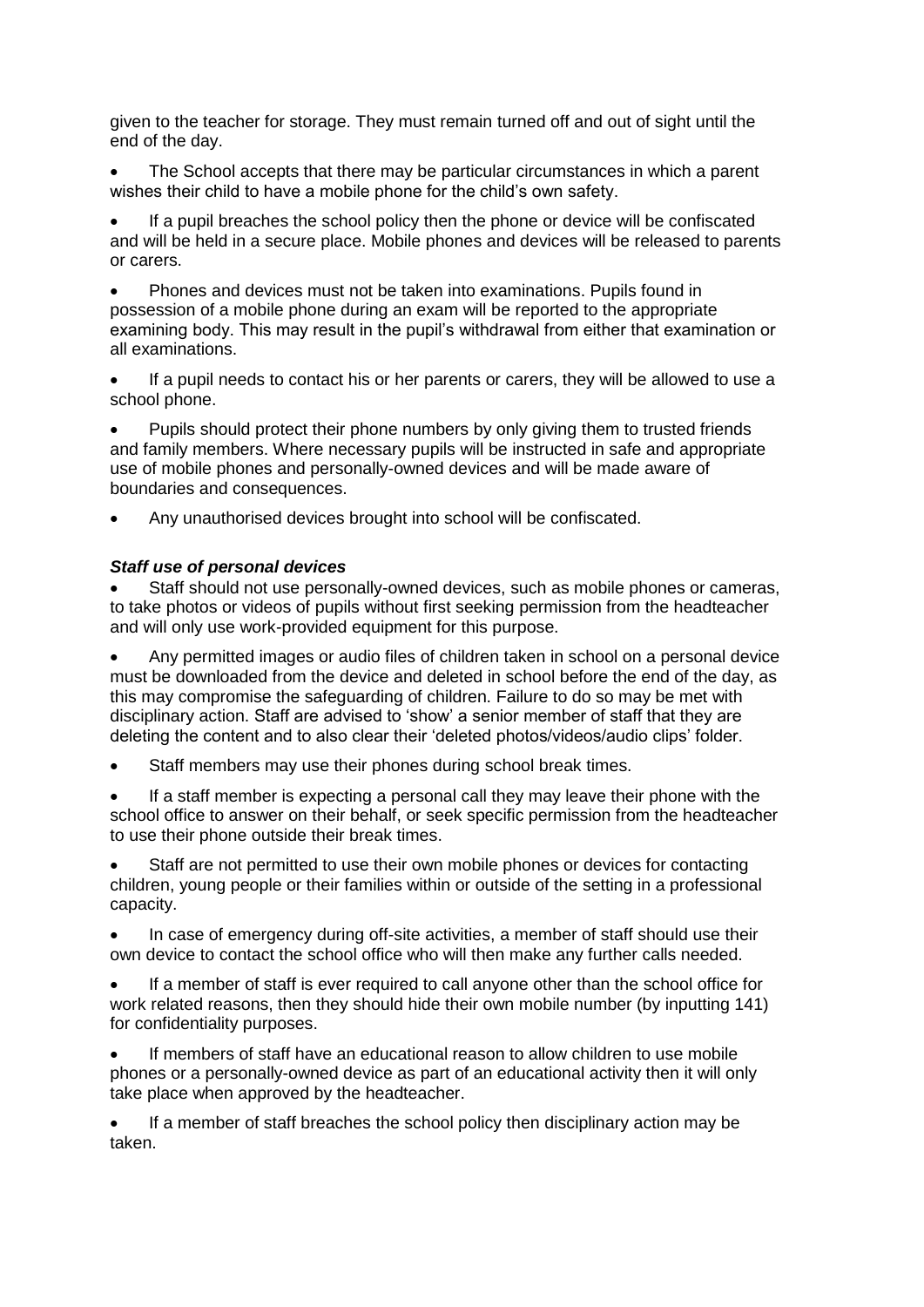given to the teacher for storage. They must remain turned off and out of sight until the end of the day.

- The School accepts that there may be particular circumstances in which a parent wishes their child to have a mobile phone for the child's own safety.
- If a pupil breaches the school policy then the phone or device will be confiscated and will be held in a secure place. Mobile phones and devices will be released to parents or carers.
- Phones and devices must not be taken into examinations. Pupils found in possession of a mobile phone during an exam will be reported to the appropriate examining body. This may result in the pupil's withdrawal from either that examination or all examinations.
- If a pupil needs to contact his or her parents or carers, they will be allowed to use a school phone.
- Pupils should protect their phone numbers by only giving them to trusted friends and family members. Where necessary pupils will be instructed in safe and appropriate use of mobile phones and personally-owned devices and will be made aware of boundaries and consequences.
- Any unauthorised devices brought into school will be confiscated.

***Staff use of personal devices***

- Staff should not use personally-owned devices, such as mobile phones or cameras, to take photos or videos of pupils without first seeking permission from the headteacher and will only use work-provided equipment for this purpose.
- Any permitted images or audio files of children taken in school on a personal device must be downloaded from the device and deleted in school before the end of the day, as this may compromise the safeguarding of children. Failure to do so may be met with disciplinary action. Staff are advised to 'show' a senior member of staff that they are deleting the content and to also clear their 'deleted photos/videos/audio clips' folder.
- Staff members may use their phones during school break times.
- If a staff member is expecting a personal call they may leave their phone with the school office to answer on their behalf, or seek specific permission from the headteacher to use their phone outside their break times.
- Staff are not permitted to use their own mobile phones or devices for contacting children, young people or their families within or outside of the setting in a professional capacity.
- In case of emergency during off-site activities, a member of staff should use their own device to contact the school office who will then make any further calls needed.
- If a member of staff is ever required to call anyone other than the school office for work related reasons, then they should hide their own mobile number (by inputting 141) for confidentiality purposes.
- If members of staff have an educational reason to allow children to use mobile phones or a personally-owned device as part of an educational activity then it will only take place when approved by the headteacher.
- If a member of staff breaches the school policy then disciplinary action may be taken.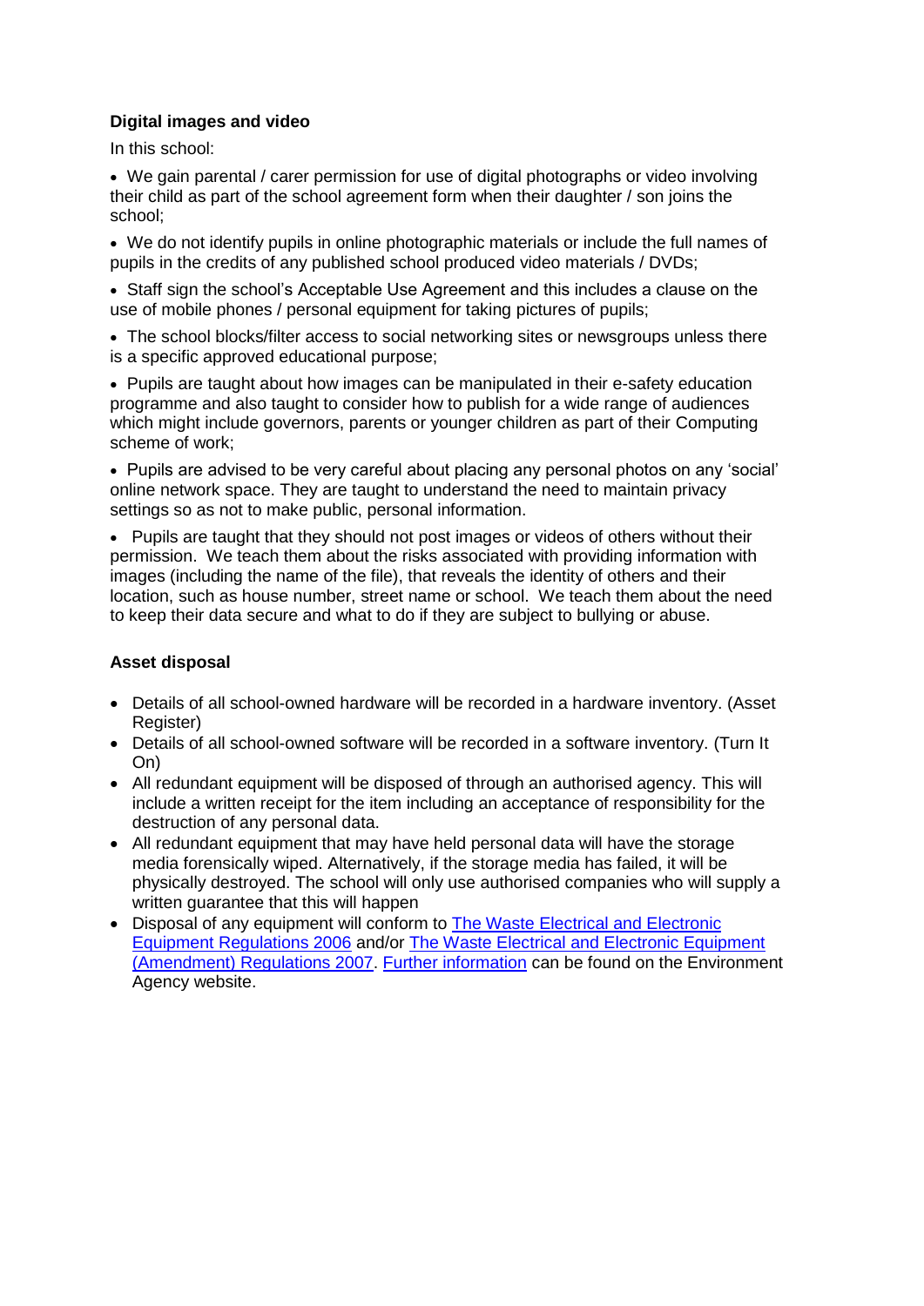**Digital images and video**

In this school:

- We gain parental / carer permission for use of digital photographs or video involving their child as part of the school agreement form when their daughter / son joins the school;
- We do not identify pupils in online photographic materials or include the full names of pupils in the credits of any published school produced video materials / DVDs;
- Staff sign the school's Acceptable Use Agreement and this includes a clause on the use of mobile phones / personal equipment for taking pictures of pupils;
- The school blocks/filter access to social networking sites or newsgroups unless there is a specific approved educational purpose;
- Pupils are taught about how images can be manipulated in their e-safety education programme and also taught to consider how to publish for a wide range of audiences which might include governors, parents or younger children as part of their Computing scheme of work;
- Pupils are advised to be very careful about placing any personal photos on any 'social' online network space. They are taught to understand the need to maintain privacy settings so as not to make public, personal information.
- Pupils are taught that they should not post images or videos of others without their permission. We teach them about the risks associated with providing information with images (including the name of the file), that reveals the identity of others and their location, such as house number, street name or school. We teach them about the need to keep their data secure and what to do if they are subject to bullying or abuse.

**Asset disposal**

- Details of all school-owned hardware will be recorded in a hardware inventory. (Asset Register)
- Details of all school-owned software will be recorded in a software inventory. (Turn It On)
- All redundant equipment will be disposed of through an authorised agency. This will include a written receipt for the item including an acceptance of responsibility for the destruction of any personal data.
- All redundant equipment that may have held personal data will have the storage media forensically wiped. Alternatively, if the storage media has failed, it will be physically destroyed. The school will only use authorised companies who will supply a written guarantee that this will happen
- Disposal of any equipment will conform to The Waste Electrical and Electronic Equipment Regulations 2006 and/or The Waste Electrical and Electronic Equipment (Amendment) Regulations 2007. Further information can be found on the Environment Agency website.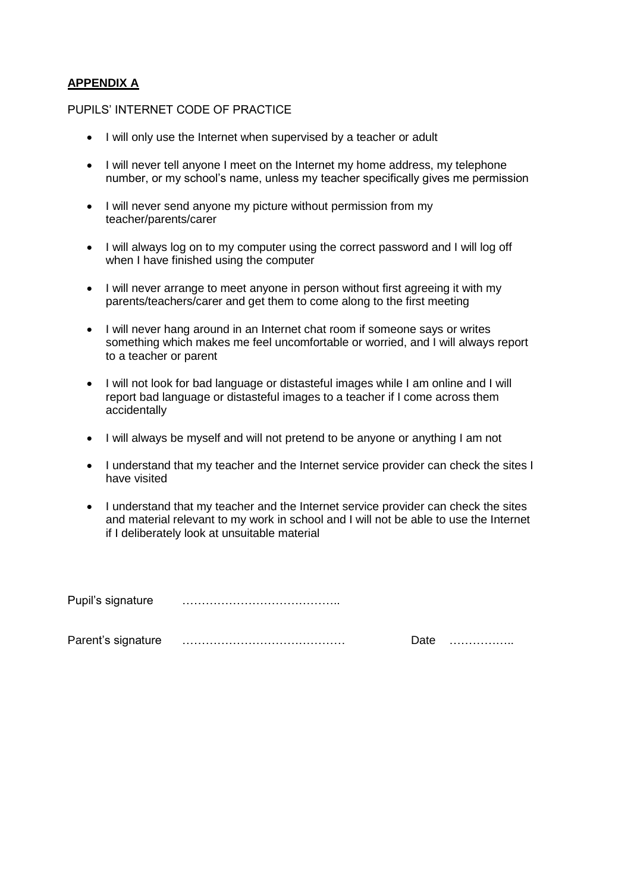**APPENDIX A**

PUPILS' INTERNET CODE OF PRACTICE

- I will only use the Internet when supervised by a teacher or adult
- I will never tell anyone I meet on the Internet my home address, my telephone number, or my school's name, unless my teacher specifically gives me permission
- I will never send anyone my picture without permission from my teacher/parents/carer
- I will always log on to my computer using the correct password and I will log off when I have finished using the computer
- I will never arrange to meet anyone in person without first agreeing it with my parents/teachers/carer and get them to come along to the first meeting
- I will never hang around in an Internet chat room if someone says or writes something which makes me feel uncomfortable or worried, and I will always report to a teacher or parent
- I will not look for bad language or distasteful images while I am online and I will report bad language or distasteful images to a teacher if I come across them accidentally
- I will always be myself and will not pretend to be anyone or anything I am not
- I understand that my teacher and the Internet service provider can check the sites I have visited
- I understand that my teacher and the Internet service provider can check the sites and material relevant to my work in school and I will not be able to use the Internet if I deliberately look at unsuitable material

Pupil's signature ………………………………..

Parent's signature ………………………………… Date ……………..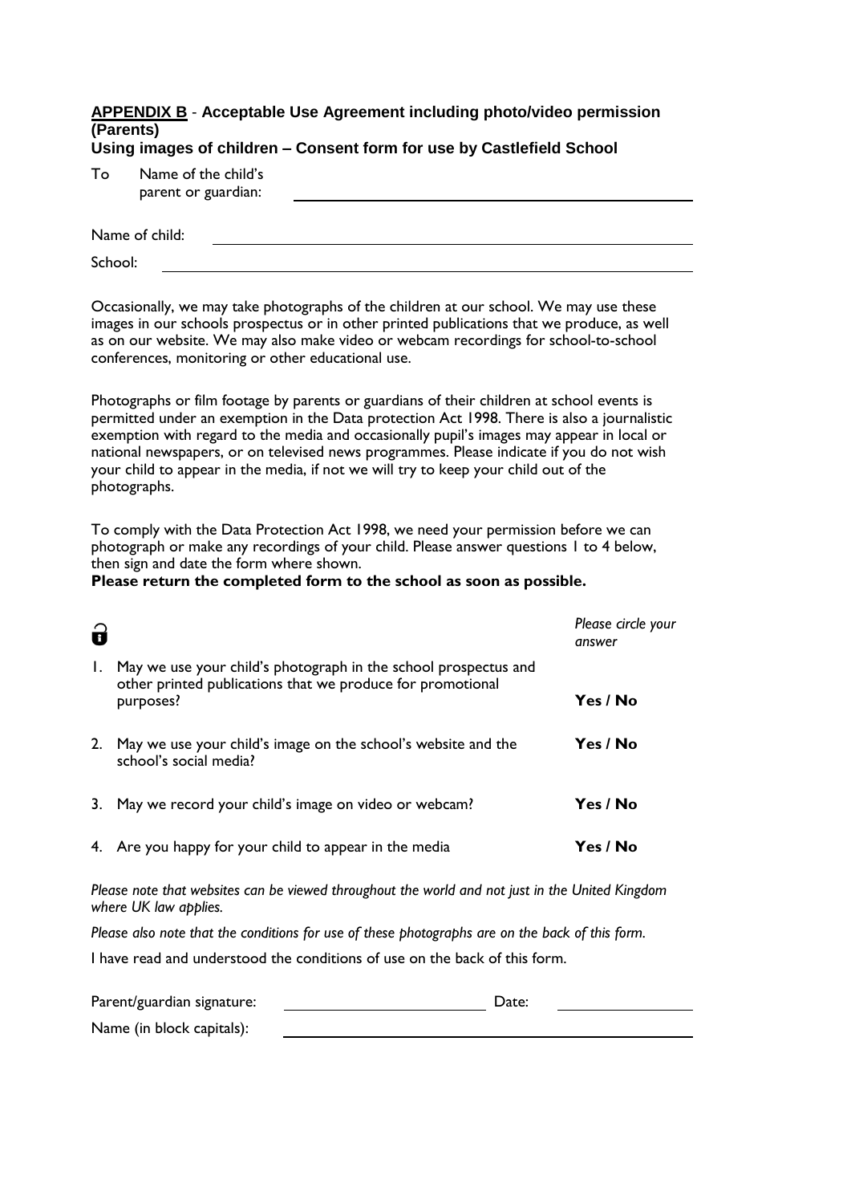## APPENDIX B - Acceptable Use Agreement including photo/video permission (Parents)

**Using images of children – Consent form for use by Castlefield School**

To Name of the child's parent or guardian: ______________________________

Name of child: ______________________________

School: ______________________________

Occasionally, we may take photographs of the children at our school. We may use these images in our schools prospectus or in other printed publications that we produce, as well as on our website. We may also make video or webcam recordings for school-to-school conferences, monitoring or other educational use.

Photographs or film footage by parents or guardians of their children at school events is permitted under an exemption in the Data protection Act 1998. There is also a journalistic exemption with regard to the media and occasionally pupil's images may appear in local or national newspapers, or on televised news programmes. Please indicate if you do not wish your child to appear in the media, if not we will try to keep your child out of the photographs.

To comply with the Data Protection Act 1998, we need your permission before we can photograph or make any recordings of your child. Please answer questions 1 to 4 below, then sign and date the form where shown.

**Please return the completed form to the school as soon as possible.**

| | *Please circle your answer* |
|---|---|
| 1. May we use your child's photograph in the school prospectus and other printed publications that we produce for promotional purposes? | **Yes / No** |
| 2. May we use your child's image on the school's website and the school's social media? | **Yes / No** |
| 3. May we record your child's image on video or webcam? | **Yes / No** |
| 4. Are you happy for your child to appear in the media | **Yes / No** |

*Please note that websites can be viewed throughout the world and not just in the United Kingdom where UK law applies.*

*Please also note that the conditions for use of these photographs are on the back of this form.*

I have read and understood the conditions of use on the back of this form.

Parent/guardian signature: ____________________ Date: ____________

Name (in block capitals): ______________________________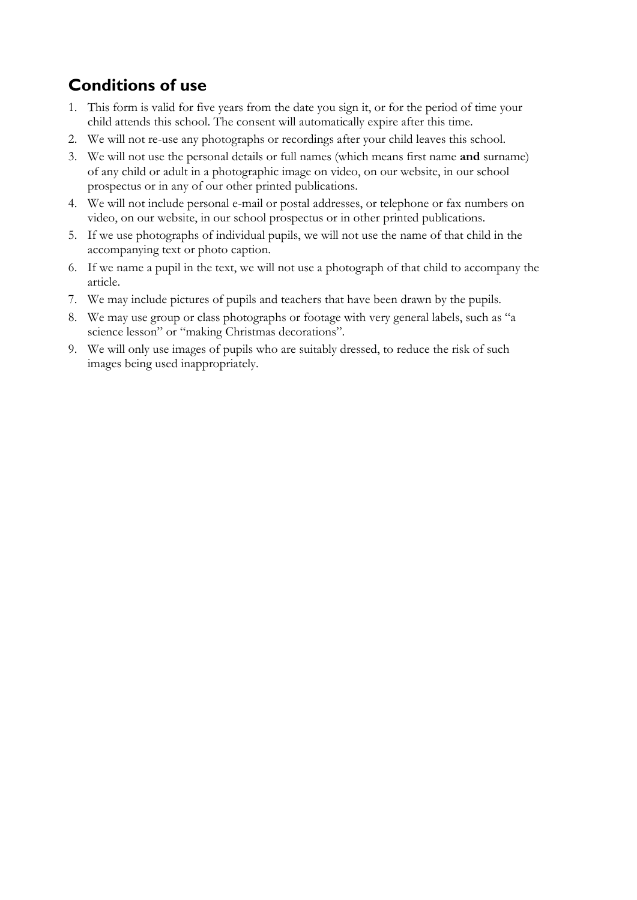## Conditions of use

1. This form is valid for five years from the date you sign it, or for the period of time your child attends this school. The consent will automatically expire after this time.
2. We will not re-use any photographs or recordings after your child leaves this school.
3. We will not use the personal details or full names (which means first name **and** surname) of any child or adult in a photographic image on video, on our website, in our school prospectus or in any of our other printed publications.
4. We will not include personal e-mail or postal addresses, or telephone or fax numbers on video, on our website, in our school prospectus or in other printed publications.
5. If we use photographs of individual pupils, we will not use the name of that child in the accompanying text or photo caption.
6. If we name a pupil in the text, we will not use a photograph of that child to accompany the article.
7. We may include pictures of pupils and teachers that have been drawn by the pupils.
8. We may use group or class photographs or footage with very general labels, such as "a science lesson" or "making Christmas decorations".
9. We will only use images of pupils who are suitably dressed, to reduce the risk of such images being used inappropriately.